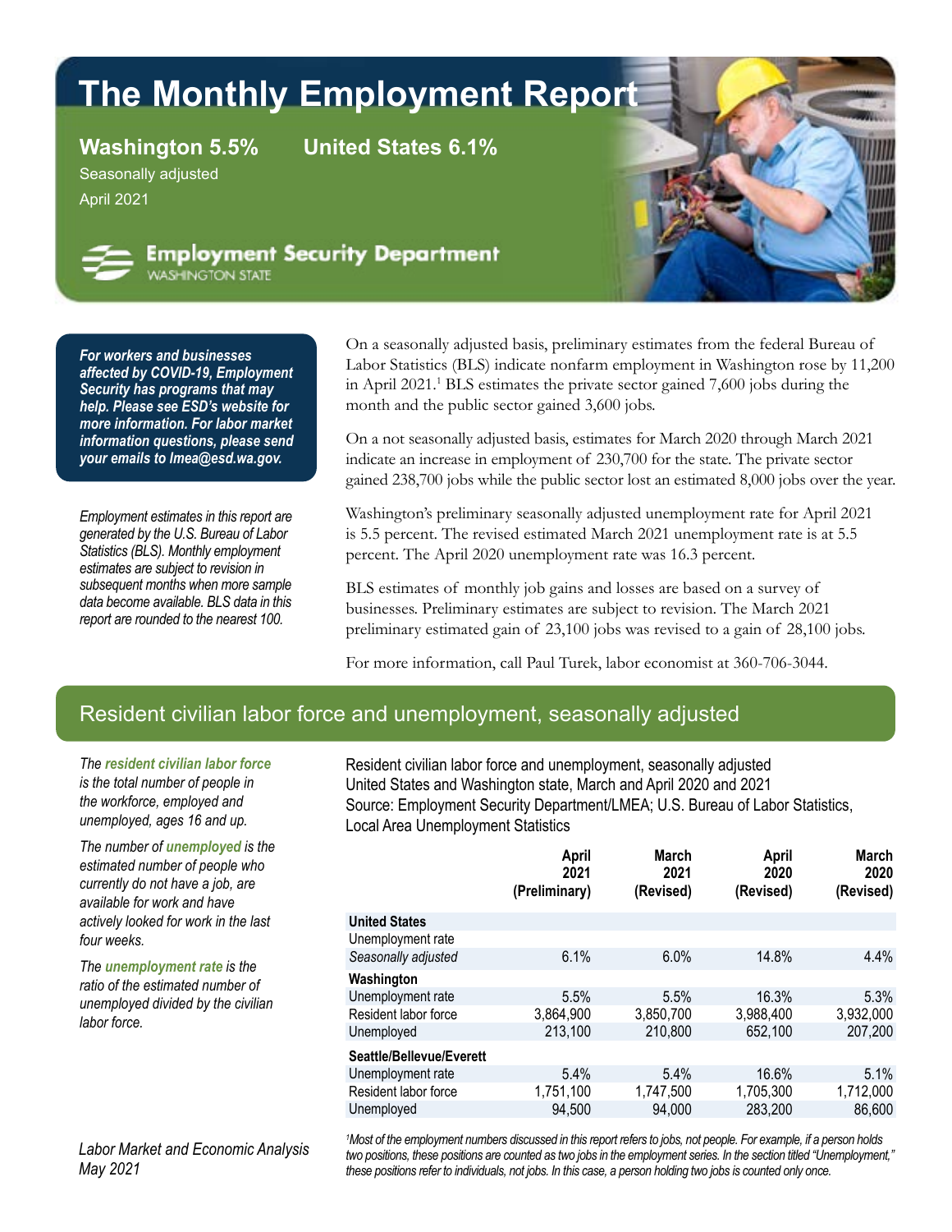# The Monthly Employment Report

**Washington 5.5%** **United States 6.1%**

Seasonally adjusted

April 2021

Employment Security Department
WASHINGTON STATE

***For workers and businesses affected by COVID-19, Employment Security has programs that may help. Please see ESD's website for more information. For labor market information questions, please send your emails to lmea@esd.wa.gov.***

*Employment estimates in this report are generated by the U.S. Bureau of Labor Statistics (BLS). Monthly employment estimates are subject to revision in subsequent months when more sample data become available. BLS data in this report are rounded to the nearest 100.*

On a seasonally adjusted basis, preliminary estimates from the federal Bureau of Labor Statistics (BLS) indicate nonfarm employment in Washington rose by 11,200 in April 2021.[1] BLS estimates the private sector gained 7,600 jobs during the month and the public sector gained 3,600 jobs.

On a not seasonally adjusted basis, estimates for March 2020 through March 2021 indicate an increase in employment of 230,700 for the state. The private sector gained 238,700 jobs while the public sector lost an estimated 8,000 jobs over the year.

Washington's preliminary seasonally adjusted unemployment rate for April 2021 is 5.5 percent. The revised estimated March 2021 unemployment rate is at 5.5 percent. The April 2020 unemployment rate was 16.3 percent.

BLS estimates of monthly job gains and losses are based on a survey of businesses. Preliminary estimates are subject to revision. The March 2021 preliminary estimated gain of 23,100 jobs was revised to a gain of 28,100 jobs.

For more information, call Paul Turek, labor economist at 360-706-3044.

## Resident civilian labor force and unemployment, seasonally adjusted

*The **resident civilian labor force** is the total number of people in the workforce, employed and unemployed, ages 16 and up.*

*The number of **unemployed** is the estimated number of people who currently do not have a job, are available for work and have actively looked for work in the last four weeks.*

*The **unemployment rate** is the ratio of the estimated number of unemployed divided by the civilian labor force.*

Resident civilian labor force and unemployment, seasonally adjusted
United States and Washington state, March and April 2020 and 2021
Source: Employment Security Department/LMEA; U.S. Bureau of Labor Statistics, Local Area Unemployment Statistics

| | April 2021 (Preliminary) | March 2021 (Revised) | April 2020 (Revised) | March 2020 (Revised) |
|---|---|---|---|---|
| **United States** | | | | |
| Unemployment rate | | | | |
| *Seasonally adjusted* | 6.1% | 6.0% | 14.8% | 4.4% |
| **Washington** | | | | |
| Unemployment rate | 5.5% | 5.5% | 16.3% | 5.3% |
| Resident labor force | 3,864,900 | 3,850,700 | 3,988,400 | 3,932,000 |
| Unemployed | 213,100 | 210,800 | 652,100 | 207,200 |
| **Seattle/Bellevue/Everett** | | | | |
| Unemployment rate | 5.4% | 5.4% | 16.6% | 5.1% |
| Resident labor force | 1,751,100 | 1,747,500 | 1,705,300 | 1,712,000 |
| Unemployed | 94,500 | 94,000 | 283,200 | 86,600 |

*[1]Most of the employment numbers discussed in this report refers to jobs, not people. For example, if a person holds two positions, these positions are counted as two jobs in the employment series. In the section titled "Unemployment," these positions refer to individuals, not jobs. In this case, a person holding two jobs is counted only once.*

*Labor Market and Economic Analysis*
*May 2021*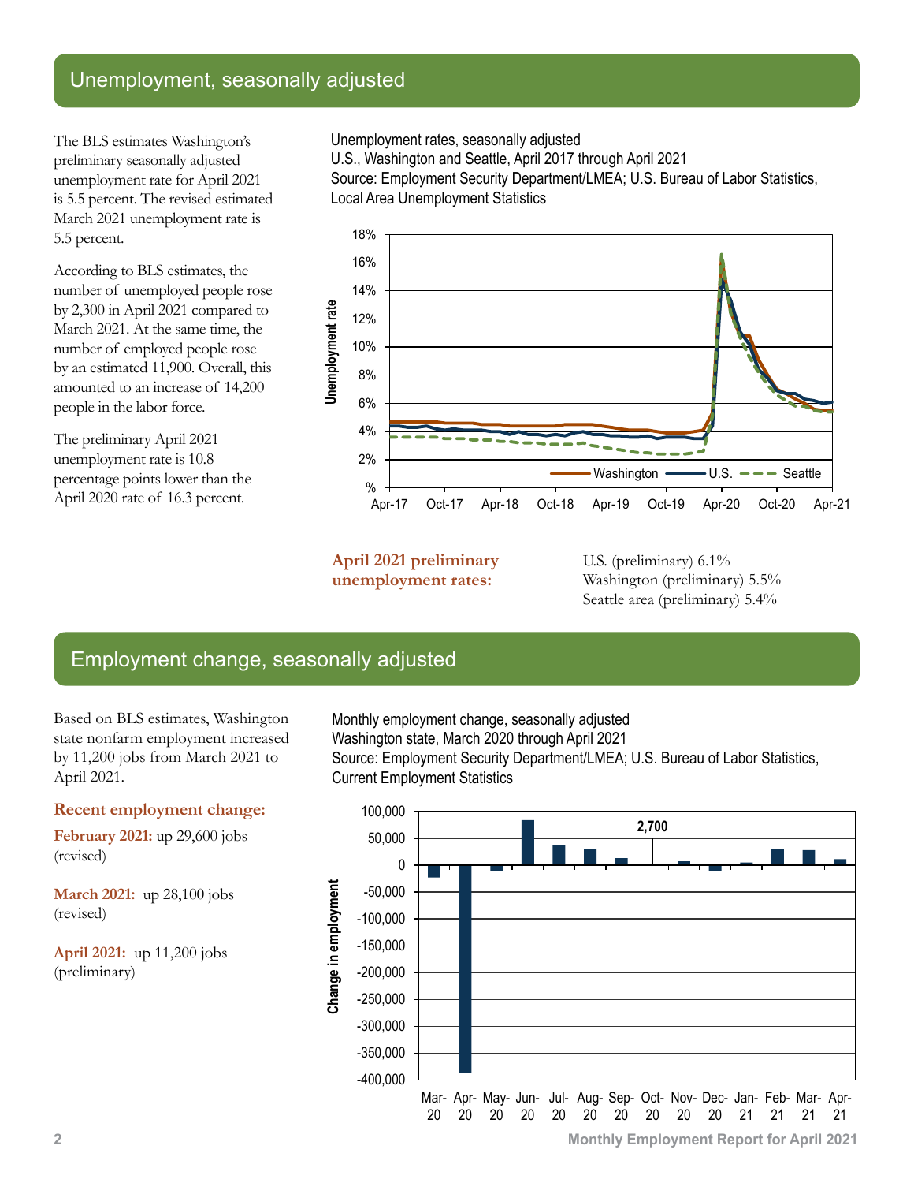## Unemployment, seasonally adjusted

The BLS estimates Washington's preliminary seasonally adjusted unemployment rate for April 2021 is 5.5 percent. The revised estimated March 2021 unemployment rate is 5.5 percent.

According to BLS estimates, the number of unemployed people rose by 2,300 in April 2021 compared to March 2021. At the same time, the number of employed people rose by an estimated 11,900. Overall, this amounted to an increase of 14,200 people in the labor force.

The preliminary April 2021 unemployment rate is 10.8 percentage points lower than the April 2020 rate of 16.3 percent.

Unemployment rates, seasonally adjusted
U.S., Washington and Seattle, April 2017 through April 2021
Source: Employment Security Department/LMEA; U.S. Bureau of Labor Statistics, Local Area Unemployment Statistics

**April 2021 preliminary unemployment rates:**

U.S. (preliminary) 6.1%
Washington (preliminary) 5.5%
Seattle area (preliminary) 5.4%

## Employment change, seasonally adjusted

Based on BLS estimates, Washington state nonfarm employment increased by 11,200 jobs from March 2021 to April 2021.

**Recent employment change:**

**February 2021:** up 29,600 jobs (revised)

**March 2021:** up 28,100 jobs (revised)

**April 2021:** up 11,200 jobs (preliminary)

Monthly employment change, seasonally adjusted
Washington state, March 2020 through April 2021
Source: Employment Security Department/LMEA; U.S. Bureau of Labor Statistics, Current Employment Statistics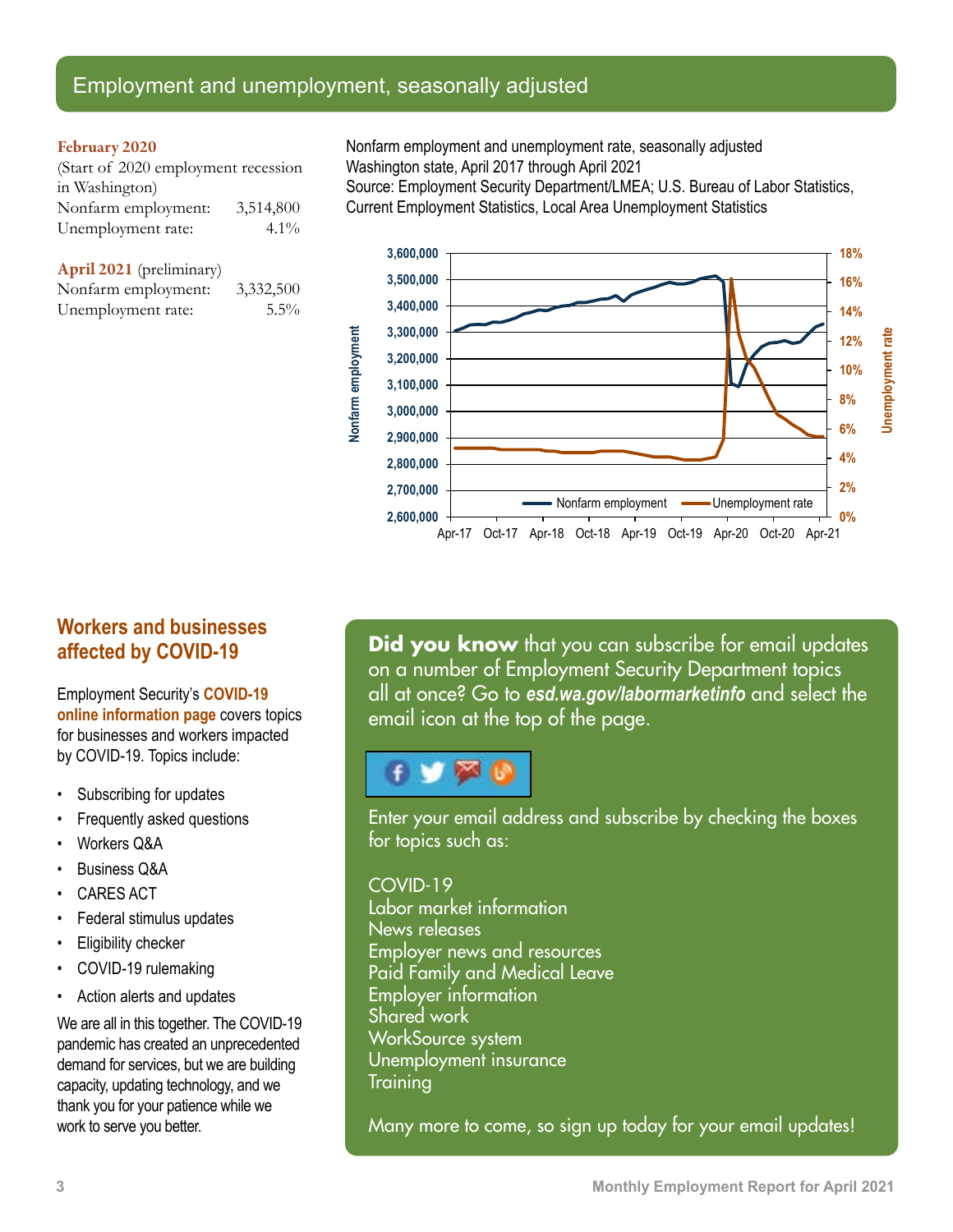## Employment and unemployment, seasonally adjusted

**February 2020**
(Start of 2020 employment recession in Washington)

| | |
|---|---|
| Nonfarm employment: | 3,514,800 |
| Unemployment rate: | 4.1% |

**April 2021** (preliminary)

| | |
|---|---|
| Nonfarm employment: | 3,332,500 |
| Unemployment rate: | 5.5% |

Nonfarm employment and unemployment rate, seasonally adjusted
Washington state, April 2017 through April 2021
Source: Employment Security Department/LMEA; U.S. Bureau of Labor Statistics, Current Employment Statistics, Local Area Unemployment Statistics

## Workers and businesses affected by COVID-19

Employment Security's **COVID-19 online information page** covers topics for businesses and workers impacted by COVID-19. Topics include:

- Subscribing for updates
- Frequently asked questions
- Workers Q&A
- Business Q&A
- CARES ACT
- Federal stimulus updates
- Eligibility checker
- COVID-19 rulemaking
- Action alerts and updates

We are all in this together. The COVID-19 pandemic has created an unprecedented demand for services, but we are building capacity, updating technology, and we thank you for your patience while we work to serve you better.

**Did you know** that you can subscribe for email updates on a number of Employment Security Department topics all at once? Go to ***esd.wa.gov/labormarketinfo*** and select the email icon at the top of the page.

Enter your email address and subscribe by checking the boxes for topics such as:

COVID-19
Labor market information
News releases
Employer news and resources
Paid Family and Medical Leave
Employer information
Shared work
WorkSource system
Unemployment insurance
Training

Many more to come, so sign up today for your email updates!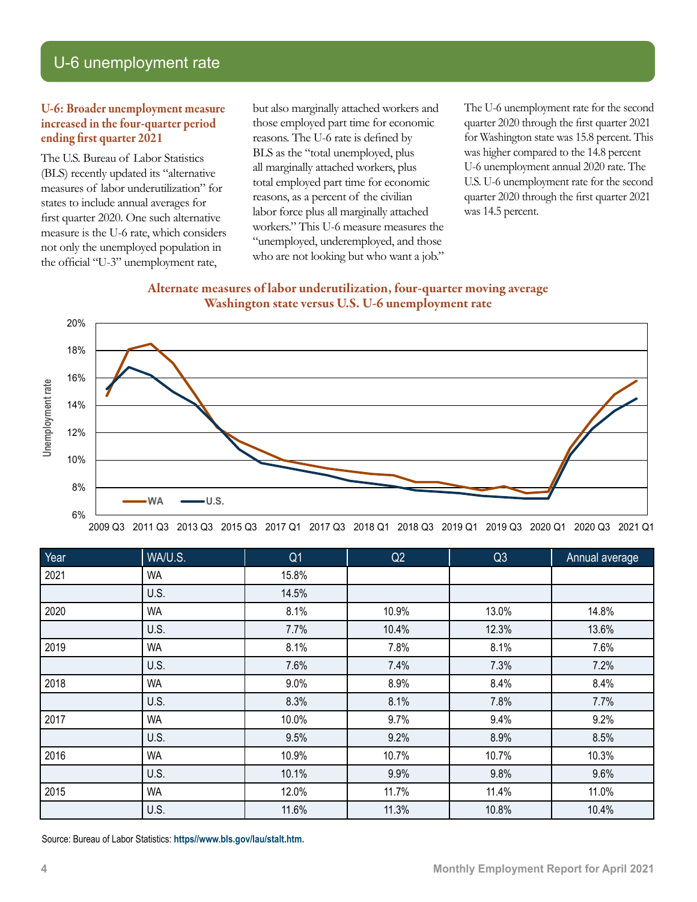## U-6 unemployment rate

### U-6: Broader unemployment measure increased in the four-quarter period ending first quarter 2021

The U.S. Bureau of Labor Statistics (BLS) recently updated its "alternative measures of labor underutilization" for states to include annual averages for first quarter 2020. One such alternative measure is the U-6 rate, which considers not only the unemployed population in the official "U-3" unemployment rate, but also marginally attached workers and those employed part time for economic reasons. The U-6 rate is defined by BLS as the "total unemployed, plus all marginally attached workers, plus total employed part time for economic reasons, as a percent of the civilian labor force plus all marginally attached workers." This U-6 measure measures the "unemployed, underemployed, and those who are not looking but who want a job."

The U-6 unemployment rate for the second quarter 2020 through the first quarter 2021 for Washington state was 15.8 percent. This was higher compared to the 14.8 percent U-6 unemployment annual 2020 rate. The U.S. U-6 unemployment rate for the second quarter 2020 through the first quarter 2021 was 14.5 percent.

**Alternate measures of labor underutilization, four-quarter moving average**
**Washington state versus U.S. U-6 unemployment rate**

| Year | WA/U.S. | Q1 | Q2 | Q3 | Annual average |
|---|---|---|---|---|---|
| 2021 | WA | 15.8% | | | |
| | U.S. | 14.5% | | | |
| 2020 | WA | 8.1% | 10.9% | 13.0% | 14.8% |
| | U.S. | 7.7% | 10.4% | 12.3% | 13.6% |
| 2019 | WA | 8.1% | 7.8% | 8.1% | 7.6% |
| | U.S. | 7.6% | 7.4% | 7.3% | 7.2% |
| 2018 | WA | 9.0% | 8.9% | 8.4% | 8.4% |
| | U.S. | 8.3% | 8.1% | 7.8% | 7.7% |
| 2017 | WA | 10.0% | 9.7% | 9.4% | 9.2% |
| | U.S. | 9.5% | 9.2% | 8.9% | 8.5% |
| 2016 | WA | 10.9% | 10.7% | 10.7% | 10.3% |
| | U.S. | 10.1% | 9.9% | 9.8% | 9.6% |
| 2015 | WA | 12.0% | 11.7% | 11.4% | 11.0% |
| | U.S. | 11.6% | 11.3% | 10.8% | 10.4% |

Source: Bureau of Labor Statistics: **https//www.bls.gov/lau/stalt.htm.**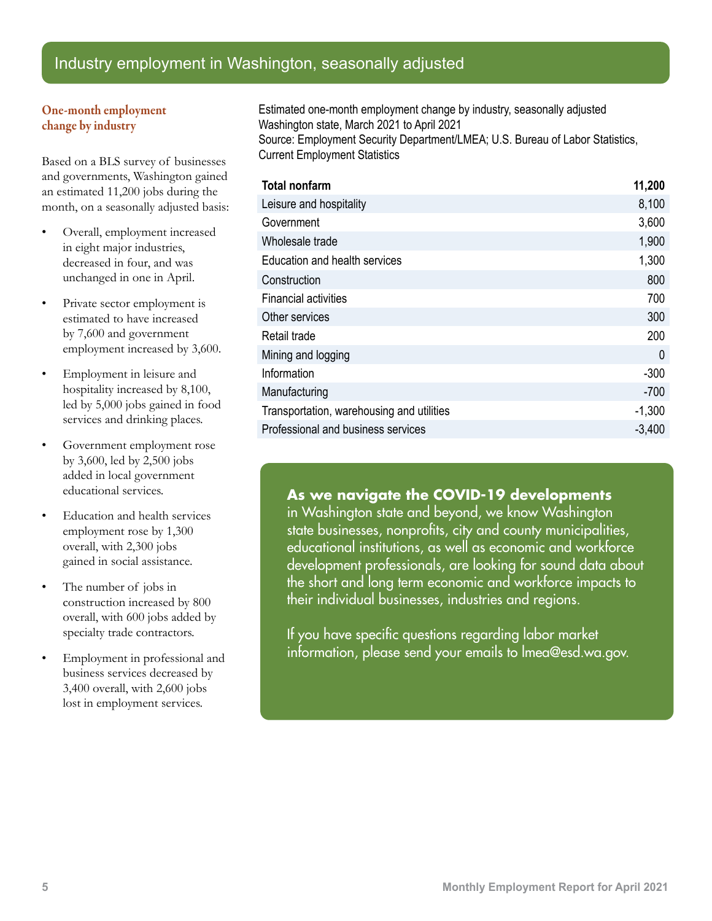# Industry employment in Washington, seasonally adjusted

## One-month employment change by industry

Based on a BLS survey of businesses and governments, Washington gained an estimated 11,200 jobs during the month, on a seasonally adjusted basis:

- Overall, employment increased in eight major industries, decreased in four, and was unchanged in one in April.
- Private sector employment is estimated to have increased by 7,600 and government employment increased by 3,600.
- Employment in leisure and hospitality increased by 8,100, led by 5,000 jobs gained in food services and drinking places.
- Government employment rose by 3,600, led by 2,500 jobs added in local government educational services.
- Education and health services employment rose by 1,300 overall, with 2,300 jobs gained in social assistance.
- The number of jobs in construction increased by 800 overall, with 600 jobs added by specialty trade contractors.
- Employment in professional and business services decreased by 3,400 overall, with 2,600 jobs lost in employment services.

Estimated one-month employment change by industry, seasonally adjusted
Washington state, March 2021 to April 2021
Source: Employment Security Department/LMEA; U.S. Bureau of Labor Statistics, Current Employment Statistics

| **Total nonfarm** | **11,200** |
|---|---|
| Leisure and hospitality | 8,100 |
| Government | 3,600 |
| Wholesale trade | 1,900 |
| Education and health services | 1,300 |
| Construction | 800 |
| Financial activities | 700 |
| Other services | 300 |
| Retail trade | 200 |
| Mining and logging | 0 |
| Information | -300 |
| Manufacturing | -700 |
| Transportation, warehousing and utilities | -1,300 |
| Professional and business services | -3,400 |

**As we navigate the COVID-19 developments** in Washington state and beyond, we know Washington state businesses, nonprofits, city and county municipalities, educational institutions, as well as economic and workforce development professionals, are looking for sound data about the short and long term economic and workforce impacts to their individual businesses, industries and regions.

If you have specific questions regarding labor market information, please send your emails to lmea@esd.wa.gov.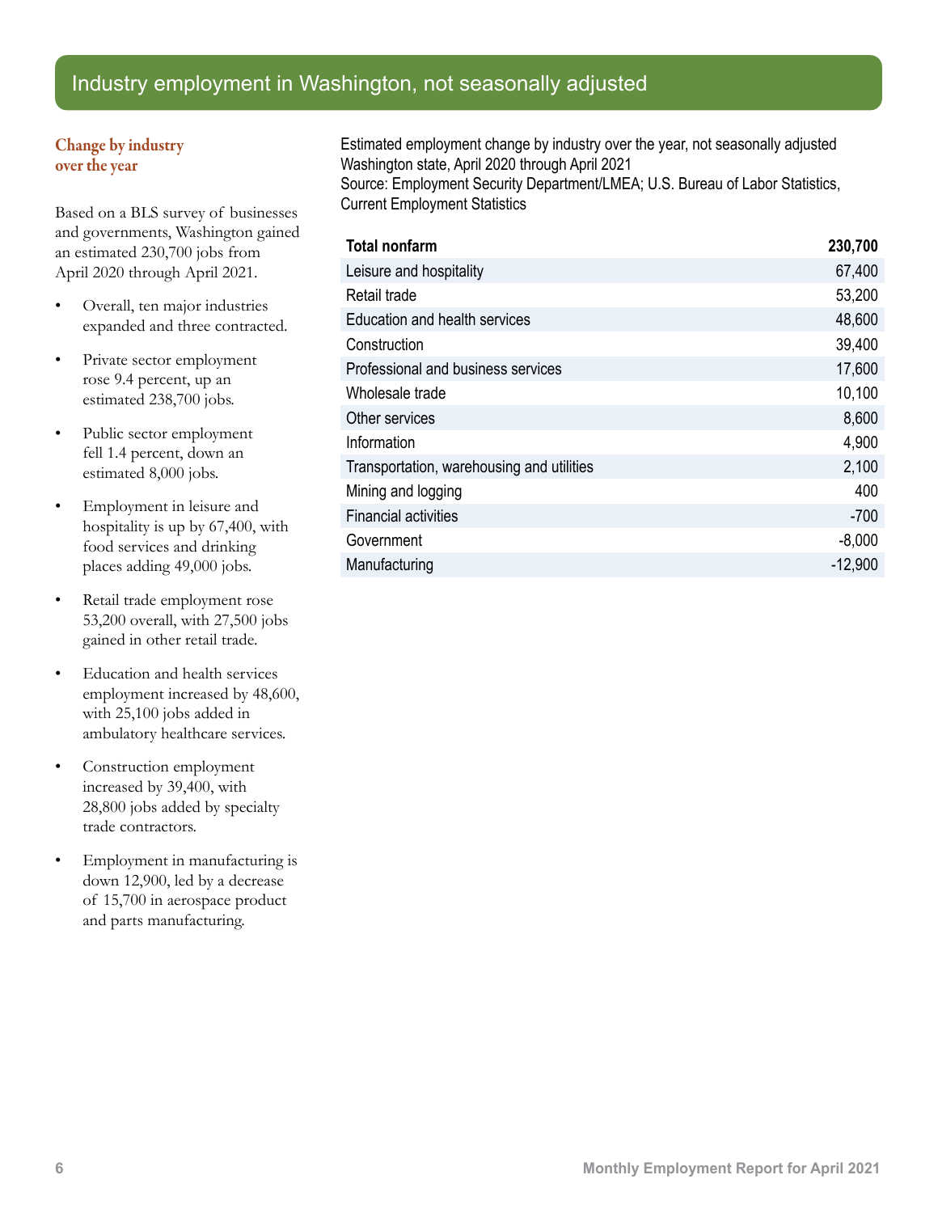# Industry employment in Washington, not seasonally adjusted

## Change by industry over the year

Based on a BLS survey of businesses and governments, Washington gained an estimated 230,700 jobs from April 2020 through April 2021.

- Overall, ten major industries expanded and three contracted.
- Private sector employment rose 9.4 percent, up an estimated 238,700 jobs.
- Public sector employment fell 1.4 percent, down an estimated 8,000 jobs.
- Employment in leisure and hospitality is up by 67,400, with food services and drinking places adding 49,000 jobs.
- Retail trade employment rose 53,200 overall, with 27,500 jobs gained in other retail trade.
- Education and health services employment increased by 48,600, with 25,100 jobs added in ambulatory healthcare services.
- Construction employment increased by 39,400, with 28,800 jobs added by specialty trade contractors.
- Employment in manufacturing is down 12,900, led by a decrease of 15,700 in aerospace product and parts manufacturing.

Estimated employment change by industry over the year, not seasonally adjusted
Washington state, April 2020 through April 2021
Source: Employment Security Department/LMEA; U.S. Bureau of Labor Statistics, Current Employment Statistics

| **Total nonfarm** | **230,700** |
|---|---|
| Leisure and hospitality | 67,400 |
| Retail trade | 53,200 |
| Education and health services | 48,600 |
| Construction | 39,400 |
| Professional and business services | 17,600 |
| Wholesale trade | 10,100 |
| Other services | 8,600 |
| Information | 4,900 |
| Transportation, warehousing and utilities | 2,100 |
| Mining and logging | 400 |
| Financial activities | -700 |
| Government | -8,000 |
| Manufacturing | -12,900 |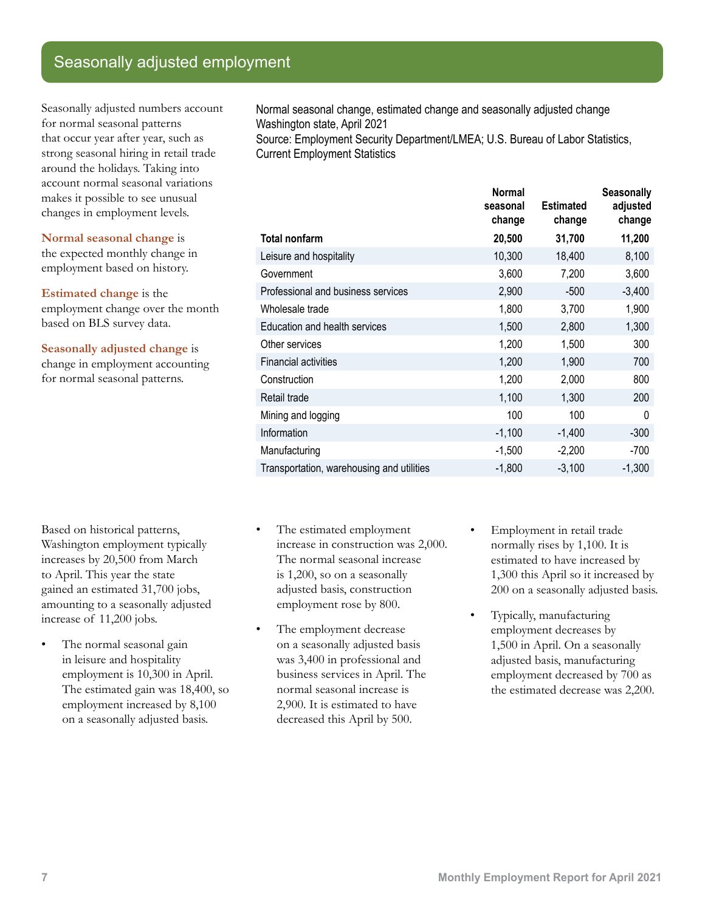# Seasonally adjusted employment

Seasonally adjusted numbers account for normal seasonal patterns that occur year after year, such as strong seasonal hiring in retail trade around the holidays. Taking into account normal seasonal variations makes it possible to see unusual changes in employment levels.

**Normal seasonal change** is the expected monthly change in employment based on history.

**Estimated change** is the employment change over the month based on BLS survey data.

**Seasonally adjusted change** is change in employment accounting for normal seasonal patterns.

Normal seasonal change, estimated change and seasonally adjusted change
Washington state, April 2021
Source: Employment Security Department/LMEA; U.S. Bureau of Labor Statistics, Current Employment Statistics

| | Normal seasonal change | Estimated change | Seasonally adjusted change |
|---|---|---|---|
| **Total nonfarm** | **20,500** | **31,700** | **11,200** |
| Leisure and hospitality | 10,300 | 18,400 | 8,100 |
| Government | 3,600 | 7,200 | 3,600 |
| Professional and business services | 2,900 | -500 | -3,400 |
| Wholesale trade | 1,800 | 3,700 | 1,900 |
| Education and health services | 1,500 | 2,800 | 1,300 |
| Other services | 1,200 | 1,500 | 300 |
| Financial activities | 1,200 | 1,900 | 700 |
| Construction | 1,200 | 2,000 | 800 |
| Retail trade | 1,100 | 1,300 | 200 |
| Mining and logging | 100 | 100 | 0 |
| Information | -1,100 | -1,400 | -300 |
| Manufacturing | -1,500 | -2,200 | -700 |
| Transportation, warehousing and utilities | -1,800 | -3,100 | -1,300 |

Based on historical patterns, Washington employment typically increases by 20,500 from March to April. This year the state gained an estimated 31,700 jobs, amounting to a seasonally adjusted increase of 11,200 jobs.

- The normal seasonal gain in leisure and hospitality employment is 10,300 in April. The estimated gain was 18,400, so employment increased by 8,100 on a seasonally adjusted basis.
- The estimated employment increase in construction was 2,000. The normal seasonal increase is 1,200, so on a seasonally adjusted basis, construction employment rose by 800.
- The employment decrease on a seasonally adjusted basis was 3,400 in professional and business services in April. The normal seasonal increase is 2,900. It is estimated to have decreased this April by 500.
- Employment in retail trade normally rises by 1,100. It is estimated to have increased by 1,300 this April so it increased by 200 on a seasonally adjusted basis.
- Typically, manufacturing employment decreases by 1,500 in April. On a seasonally adjusted basis, manufacturing employment decreased by 700 as the estimated decrease was 2,200.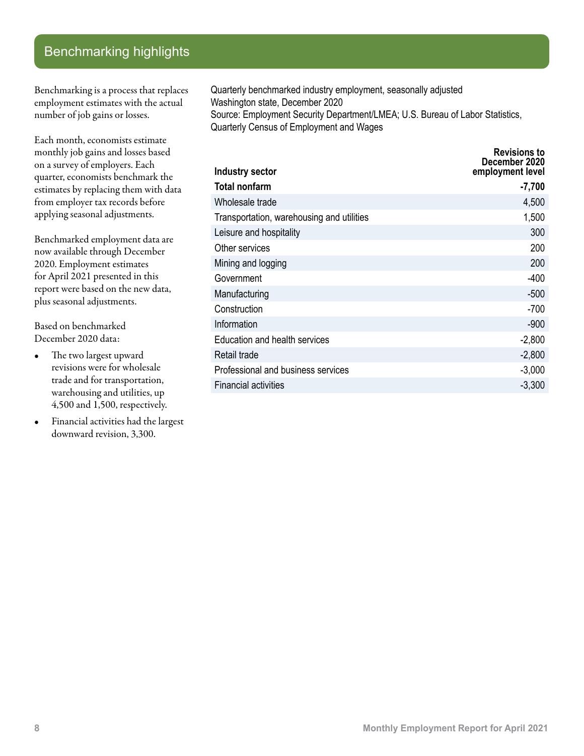## Benchmarking highlights

Benchmarking is a process that replaces employment estimates with the actual number of job gains or losses.

Each month, economists estimate monthly job gains and losses based on a survey of employers. Each quarter, economists benchmark the estimates by replacing them with data from employer tax records before applying seasonal adjustments.

Benchmarked employment data are now available through December 2020. Employment estimates for April 2021 presented in this report were based on the new data, plus seasonal adjustments.

Based on benchmarked December 2020 data:

- The two largest upward revisions were for wholesale trade and for transportation, warehousing and utilities, up 4,500 and 1,500, respectively.
- Financial activities had the largest downward revision, 3,300.

Quarterly benchmarked industry employment, seasonally adjusted
Washington state, December 2020
Source: Employment Security Department/LMEA; U.S. Bureau of Labor Statistics, Quarterly Census of Employment and Wages

| Industry sector | Revisions to December 2020 employment level |
|---|---|
| **Total nonfarm** | **-7,700** |
| Wholesale trade | 4,500 |
| Transportation, warehousing and utilities | 1,500 |
| Leisure and hospitality | 300 |
| Other services | 200 |
| Mining and logging | 200 |
| Government | -400 |
| Manufacturing | -500 |
| Construction | -700 |
| Information | -900 |
| Education and health services | -2,800 |
| Retail trade | -2,800 |
| Professional and business services | -3,000 |
| Financial activities | -3,300 |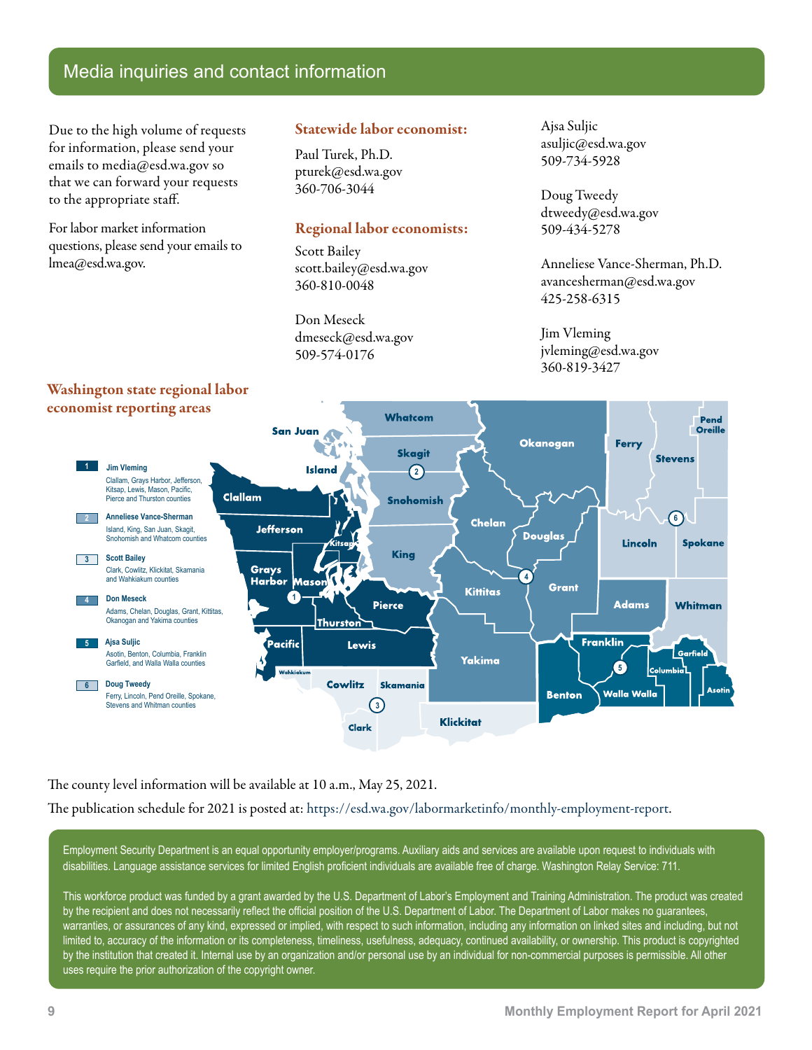## Media inquiries and contact information

Due to the high volume of requests for information, please send your emails to media@esd.wa.gov so that we can forward your requests to the appropriate staff.

For labor market information questions, please send your emails to lmea@esd.wa.gov.

**Statewide labor economist:**

Paul Turek, Ph.D.
pturek@esd.wa.gov
360-706-3044

**Regional labor economists:**

Scott Bailey
scott.bailey@esd.wa.gov
360-810-0048

Don Meseck
dmeseck@esd.wa.gov
509-574-0176

Ajsa Suljic
asuljic@esd.wa.gov
509-734-5928

Doug Tweedy
dtweedy@esd.wa.gov
509-434-5278

Anneliese Vance-Sherman, Ph.D.
avancesherman@esd.wa.gov
425-258-6315

Jim Vleming
jvleming@esd.wa.gov
360-819-3427

**Washington state regional labor economist reporting areas**

1 **Jim Vleming**
Clallam, Grays Harbor, Jefferson, Kitsap, Lewis, Mason, Pacific, Pierce and Thurston counties

2 **Anneliese Vance-Sherman**
Island, King, San Juan, Skagit, Snohomish and Whatcom counties

3 **Scott Bailey**
Clark, Cowlitz, Klickitat, Skamania and Wahkiakum counties

4 **Don Meseck**
Adams, Chelan, Douglas, Grant, Kittitas, Okanogan and Yakima counties

5 **Ajsa Suljic**
Asotin, Benton, Columbia, Franklin Garfield, and Walla Walla counties

6 **Doug Tweedy**
Ferry, Lincoln, Pend Oreille, Spokane, Stevens and Whitman counties

The county level information will be available at 10 a.m., May 25, 2021.

The publication schedule for 2021 is posted at: https://esd.wa.gov/labormarketinfo/monthly-employment-report.

Employment Security Department is an equal opportunity employer/programs. Auxiliary aids and services are available upon request to individuals with disabilities. Language assistance services for limited English proficient individuals are available free of charge. Washington Relay Service: 711.

This workforce product was funded by a grant awarded by the U.S. Department of Labor's Employment and Training Administration. The product was created by the recipient and does not necessarily reflect the official position of the U.S. Department of Labor. The Department of Labor makes no guarantees, warranties, or assurances of any kind, expressed or implied, with respect to such information, including any information on linked sites and including, but not limited to, accuracy of the information or its completeness, timeliness, usefulness, adequacy, continued availability, or ownership. This product is copyrighted by the institution that created it. Internal use by an organization and/or personal use by an individual for non-commercial purposes is permissible. All other uses require the prior authorization of the copyright owner.